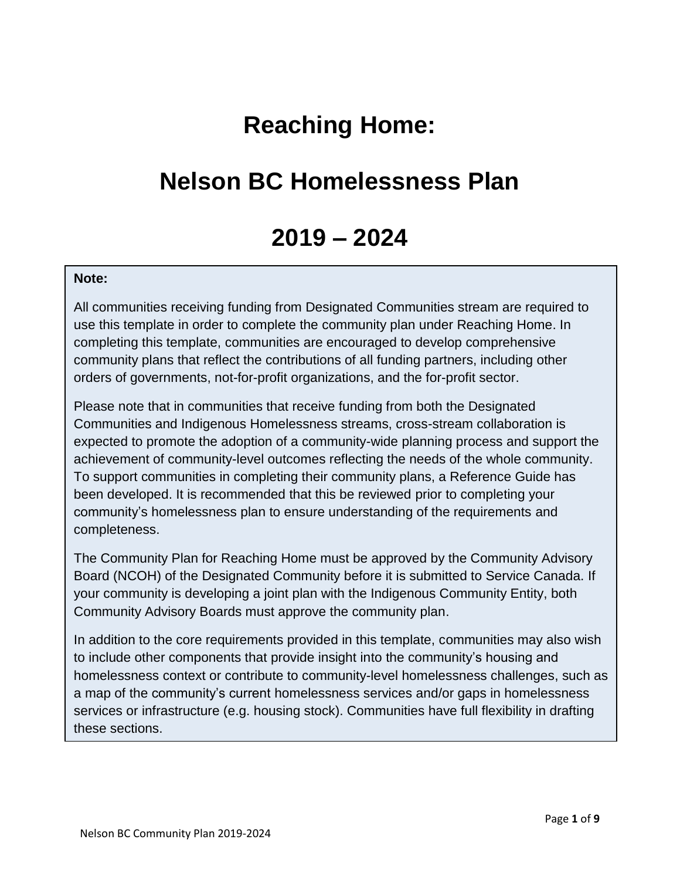# Reaching Home:

# Nelson BC Homelessness Plan

# 2019 – 2024

**Note:**

All communities receiving funding from Designated Communities stream are required to use this template in order to complete the community plan under Reaching Home. In completing this template, communities are encouraged to develop comprehensive community plans that reflect the contributions of all funding partners, including other orders of governments, not-for-profit organizations, and the for-profit sector.

Please note that in communities that receive funding from both the Designated Communities and Indigenous Homelessness streams, cross-stream collaboration is expected to promote the adoption of a community-wide planning process and support the achievement of community-level outcomes reflecting the needs of the whole community. To support communities in completing their community plans, a Reference Guide has been developed. It is recommended that this be reviewed prior to completing your community's homelessness plan to ensure understanding of the requirements and completeness.

The Community Plan for Reaching Home must be approved by the Community Advisory Board (NCOH) of the Designated Community before it is submitted to Service Canada. If your community is developing a joint plan with the Indigenous Community Entity, both Community Advisory Boards must approve the community plan.

In addition to the core requirements provided in this template, communities may also wish to include other components that provide insight into the community's housing and homelessness context or contribute to community-level homelessness challenges, such as a map of the community's current homelessness services and/or gaps in homelessness services or infrastructure (e.g. housing stock). Communities have full flexibility in drafting these sections.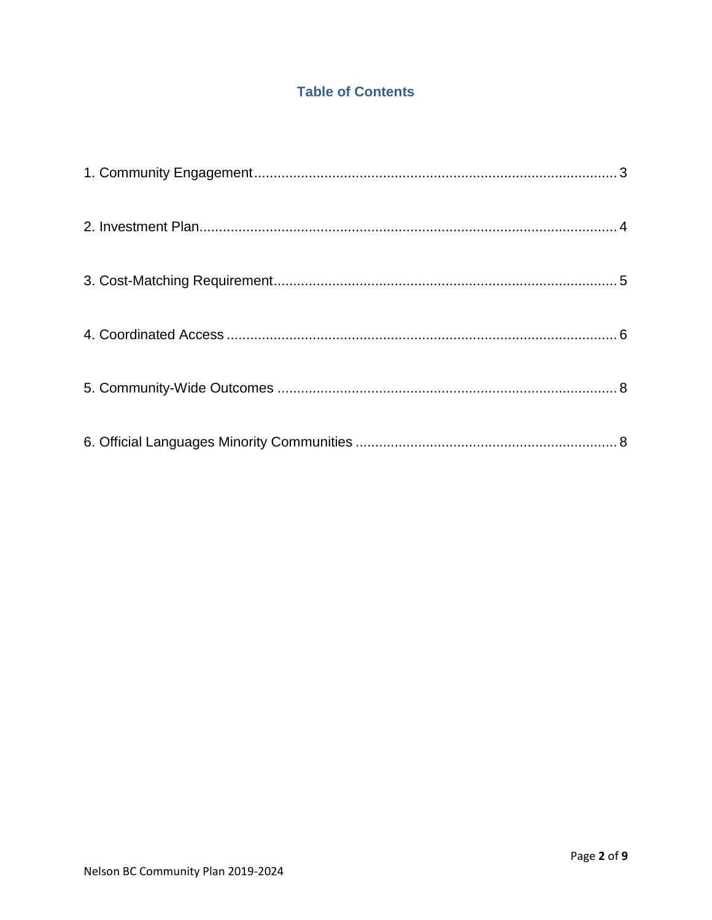## Table of Contents

1. Community Engagement........................................................................................ 3

2. Investment Plan.................................................................................................... 4

3. Cost-Matching Requirement.................................................................................. 5

4. Coordinated Access .............................................................................................. 6

5. Community-Wide Outcomes ................................................................................. 8

6. Official Languages Minority Communities .............................................................. 8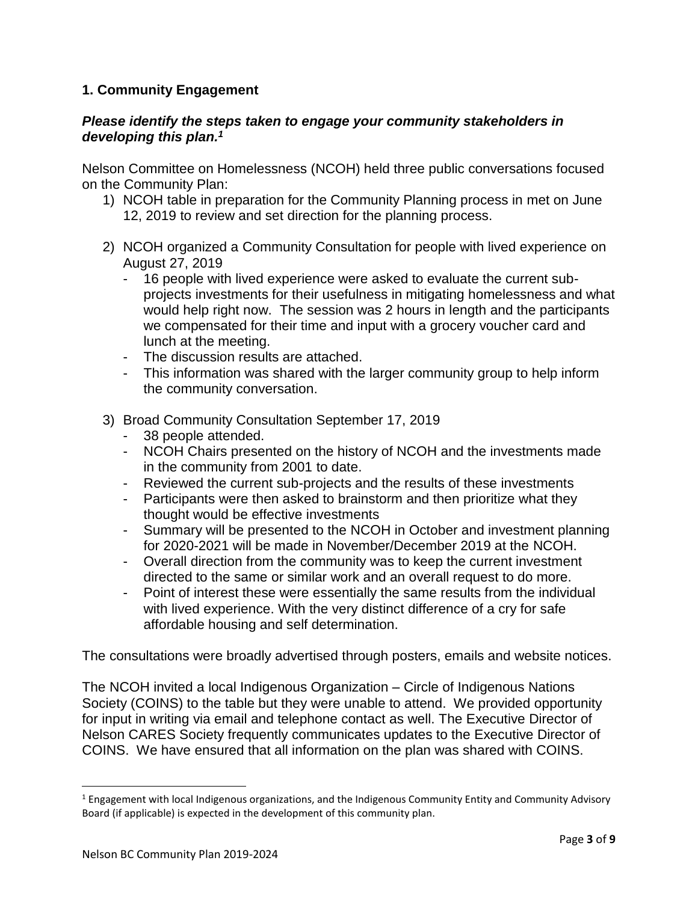## 1. Community Engagement

### *Please identify the steps taken to engage your community stakeholders in developing this plan.*[1]

Nelson Committee on Homelessness (NCOH) held three public conversations focused on the Community Plan:

1) NCOH table in preparation for the Community Planning process in met on June 12, 2019 to review and set direction for the planning process.

2) NCOH organized a Community Consultation for people with lived experience on August 27, 2019
   - 16 people with lived experience were asked to evaluate the current sub-projects investments for their usefulness in mitigating homelessness and what would help right now. The session was 2 hours in length and the participants we compensated for their time and input with a grocery voucher card and lunch at the meeting.
   - The discussion results are attached.
   - This information was shared with the larger community group to help inform the community conversation.

3) Broad Community Consultation September 17, 2019
   - 38 people attended.
   - NCOH Chairs presented on the history of NCOH and the investments made in the community from 2001 to date.
   - Reviewed the current sub-projects and the results of these investments
   - Participants were then asked to brainstorm and then prioritize what they thought would be effective investments
   - Summary will be presented to the NCOH in October and investment planning for 2020-2021 will be made in November/December 2019 at the NCOH.
   - Overall direction from the community was to keep the current investment directed to the same or similar work and an overall request to do more.
   - Point of interest these were essentially the same results from the individual with lived experience. With the very distinct difference of a cry for safe affordable housing and self determination.

The consultations were broadly advertised through posters, emails and website notices.

The NCOH invited a local Indigenous Organization – Circle of Indigenous Nations Society (COINS) to the table but they were unable to attend. We provided opportunity for input in writing via email and telephone contact as well. The Executive Director of Nelson CARES Society frequently communicates updates to the Executive Director of COINS. We have ensured that all information on the plan was shared with COINS.

---

[1] Engagement with local Indigenous organizations, and the Indigenous Community Entity and Community Advisory Board (if applicable) is expected in the development of this community plan.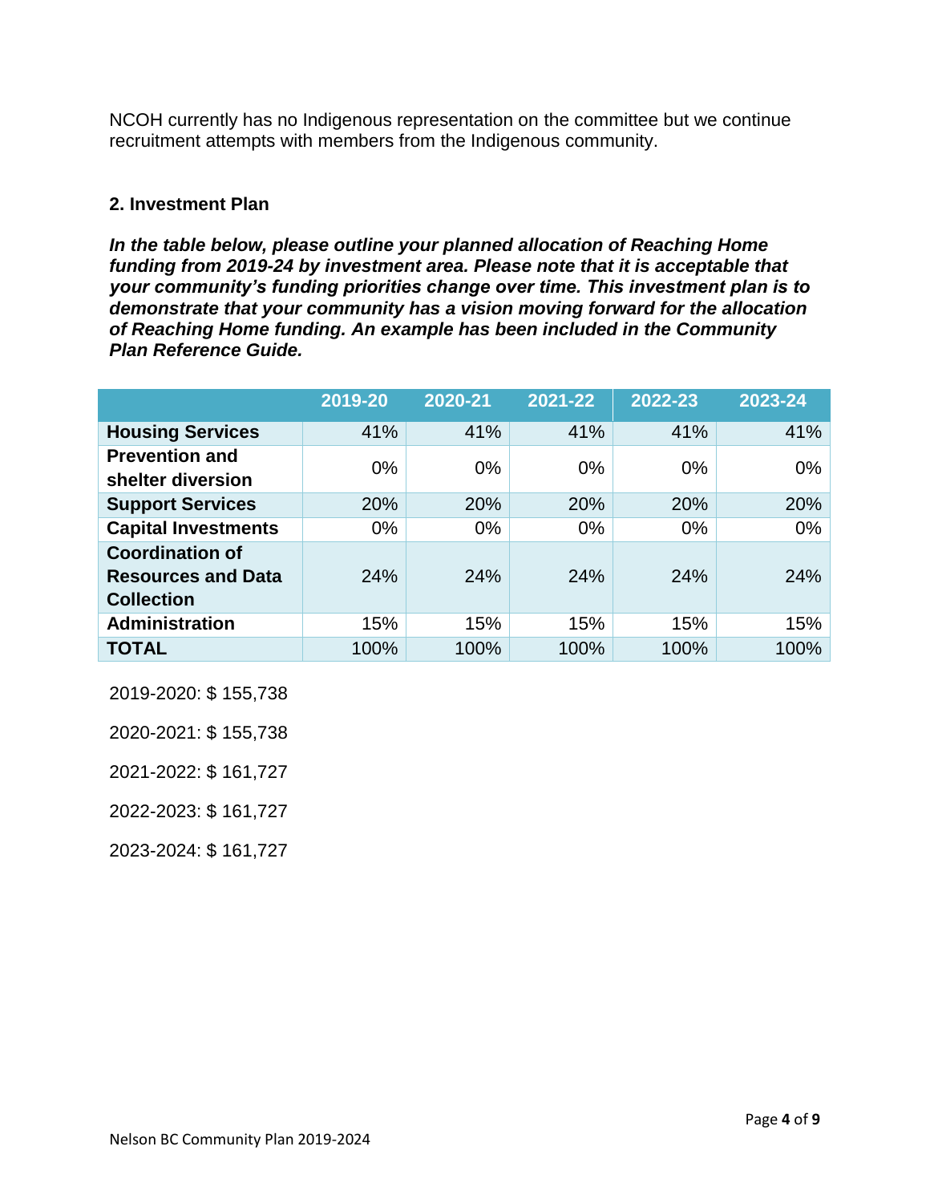NCOH currently has no Indigenous representation on the committee but we continue recruitment attempts with members from the Indigenous community.

### 2. Investment Plan

***In the table below, please outline your planned allocation of Reaching Home funding from 2019-24 by investment area. Please note that it is acceptable that your community's funding priorities change over time. This investment plan is to demonstrate that your community has a vision moving forward for the allocation of Reaching Home funding. An example has been included in the Community Plan Reference Guide.***

| | 2019-20 | 2020-21 | 2021-22 | 2022-23 | 2023-24 |
|---|---|---|---|---|---|
| **Housing Services** | 41% | 41% | 41% | 41% | 41% |
| **Prevention and shelter diversion** | 0% | 0% | 0% | 0% | 0% |
| **Support Services** | 20% | 20% | 20% | 20% | 20% |
| **Capital Investments** | 0% | 0% | 0% | 0% | 0% |
| **Coordination of Resources and Data Collection** | 24% | 24% | 24% | 24% | 24% |
| **Administration** | 15% | 15% | 15% | 15% | 15% |
| **TOTAL** | 100% | 100% | 100% | 100% | 100% |

2019-2020: $ 155,738

2020-2021: $ 155,738

2021-2022: $ 161,727

2022-2023: $ 161,727

2023-2024: $ 161,727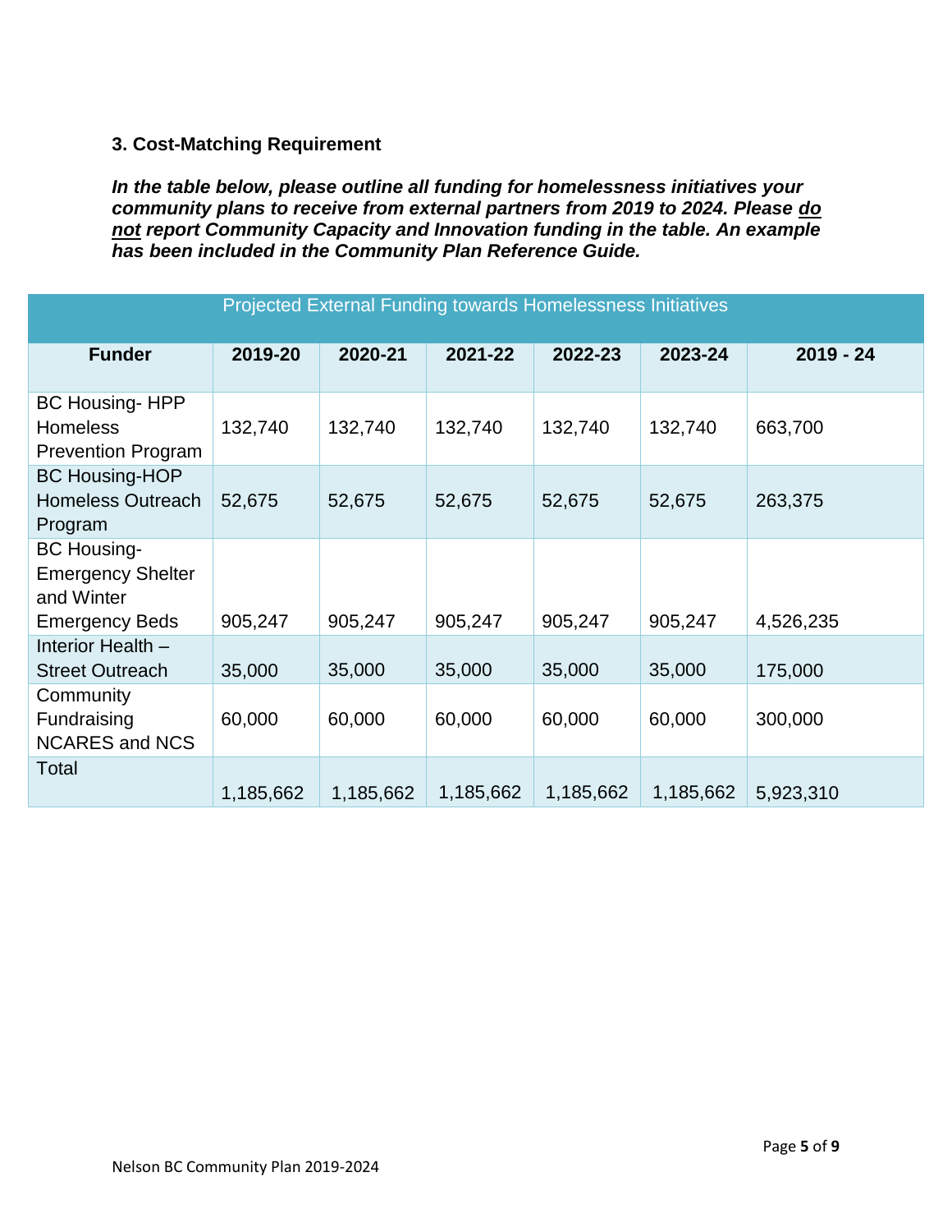### 3. Cost-Matching Requirement

***In the table below, please outline all funding for homelessness initiatives your community plans to receive from external partners from 2019 to 2024. Please do not report Community Capacity and Innovation funding in the table. An example has been included in the Community Plan Reference Guide.***

| Projected External Funding towards Homelessness Initiatives | | | | | | |
|---|---|---|---|---|---|---|
| **Funder** | **2019-20** | **2020-21** | **2021-22** | **2022-23** | **2023-24** | **2019 - 24** |
| BC Housing- HPP Homeless Prevention Program | 132,740 | 132,740 | 132,740 | 132,740 | 132,740 | 663,700 |
| BC Housing-HOP Homeless Outreach Program | 52,675 | 52,675 | 52,675 | 52,675 | 52,675 | 263,375 |
| BC Housing- Emergency Shelter and Winter Emergency Beds | 905,247 | 905,247 | 905,247 | 905,247 | 905,247 | 4,526,235 |
| Interior Health – Street Outreach | 35,000 | 35,000 | 35,000 | 35,000 | 35,000 | 175,000 |
| Community Fundraising NCARES and NCS | 60,000 | 60,000 | 60,000 | 60,000 | 60,000 | 300,000 |
| Total | 1,185,662 | 1,185,662 | 1,185,662 | 1,185,662 | 1,185,662 | 5,923,310 |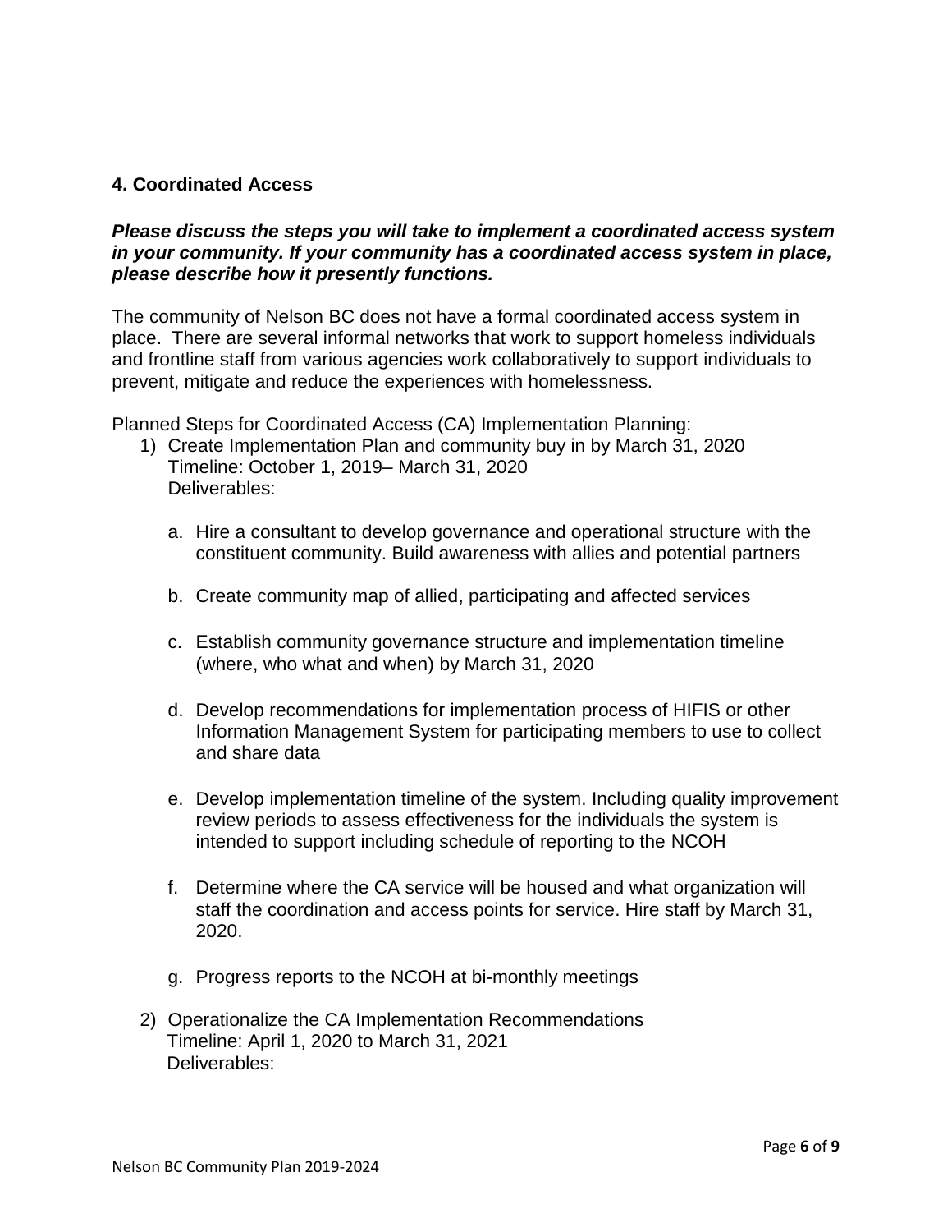## 4. Coordinated Access

***Please discuss the steps you will take to implement a coordinated access system in your community. If your community has a coordinated access system in place, please describe how it presently functions.***

The community of Nelson BC does not have a formal coordinated access system in place. There are several informal networks that work to support homeless individuals and frontline staff from various agencies work collaboratively to support individuals to prevent, mitigate and reduce the experiences with homelessness.

Planned Steps for Coordinated Access (CA) Implementation Planning:

1) Create Implementation Plan and community buy in by March 31, 2020
   Timeline: October 1, 2019– March 31, 2020
   Deliverables:

   a. Hire a consultant to develop governance and operational structure with the constituent community. Build awareness with allies and potential partners

   b. Create community map of allied, participating and affected services

   c. Establish community governance structure and implementation timeline (where, who what and when) by March 31, 2020

   d. Develop recommendations for implementation process of HIFIS or other Information Management System for participating members to use to collect and share data

   e. Develop implementation timeline of the system. Including quality improvement review periods to assess effectiveness for the individuals the system is intended to support including schedule of reporting to the NCOH

   f. Determine where the CA service will be housed and what organization will staff the coordination and access points for service. Hire staff by March 31, 2020.

   g. Progress reports to the NCOH at bi-monthly meetings

2) Operationalize the CA Implementation Recommendations
   Timeline: April 1, 2020 to March 31, 2021
   Deliverables: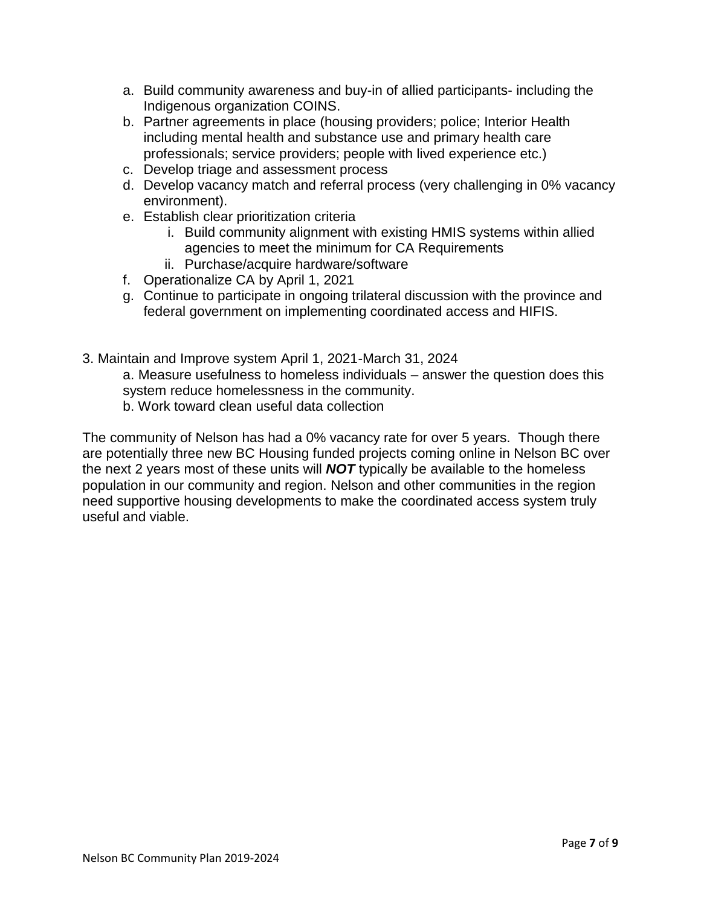a. Build community awareness and buy-in of allied participants- including the Indigenous organization COINS.
b. Partner agreements in place (housing providers; police; Interior Health including mental health and substance use and primary health care professionals; service providers; people with lived experience etc.)
c. Develop triage and assessment process
d. Develop vacancy match and referral process (very challenging in 0% vacancy environment).
e. Establish clear prioritization criteria
    i. Build community alignment with existing HMIS systems within allied agencies to meet the minimum for CA Requirements
    ii. Purchase/acquire hardware/software
f. Operationalize CA by April 1, 2021
g. Continue to participate in ongoing trilateral discussion with the province and federal government on implementing coordinated access and HIFIS.

3. Maintain and Improve system April 1, 2021-March 31, 2024
    a. Measure usefulness to homeless individuals – answer the question does this system reduce homelessness in the community.
    b. Work toward clean useful data collection

The community of Nelson has had a 0% vacancy rate for over 5 years. Though there are potentially three new BC Housing funded projects coming online in Nelson BC over the next 2 years most of these units will ***NOT*** typically be available to the homeless population in our community and region. Nelson and other communities in the region need supportive housing developments to make the coordinated access system truly useful and viable.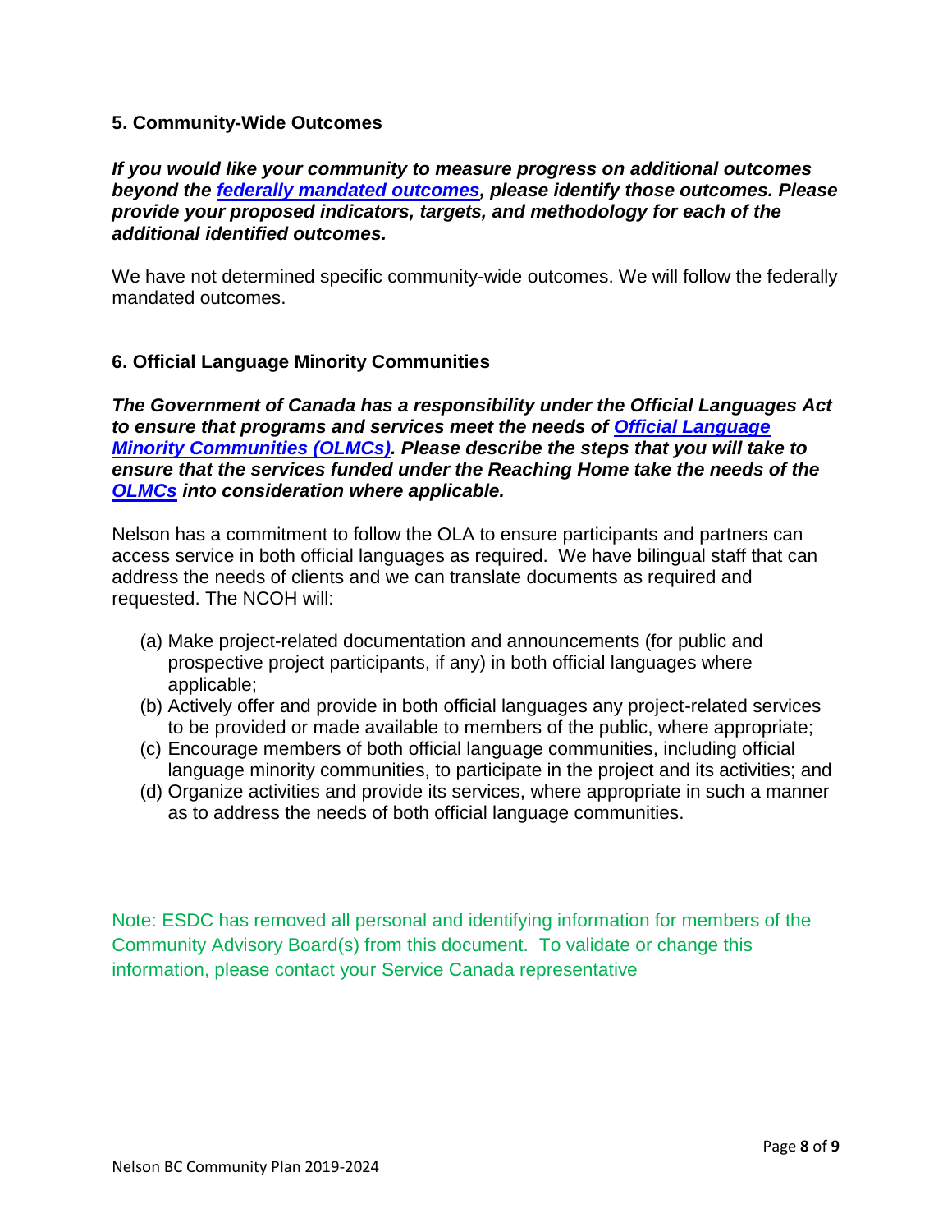### 5. Community-Wide Outcomes

***If you would like your community to measure progress on additional outcomes beyond the federally mandated outcomes, please identify those outcomes. Please provide your proposed indicators, targets, and methodology for each of the additional identified outcomes.***

We have not determined specific community-wide outcomes. We will follow the federally mandated outcomes.

### 6. Official Language Minority Communities

***The Government of Canada has a responsibility under the Official Languages Act to ensure that programs and services meet the needs of Official Language Minority Communities (OLMCs). Please describe the steps that you will take to ensure that the services funded under the Reaching Home take the needs of the OLMCs into consideration where applicable.***

Nelson has a commitment to follow the OLA to ensure participants and partners can access service in both official languages as required. We have bilingual staff that can address the needs of clients and we can translate documents as required and requested. The NCOH will:

(a) Make project-related documentation and announcements (for public and prospective project participants, if any) in both official languages where applicable;
(b) Actively offer and provide in both official languages any project-related services to be provided or made available to members of the public, where appropriate;
(c) Encourage members of both official language communities, including official language minority communities, to participate in the project and its activities; and
(d) Organize activities and provide its services, where appropriate in such a manner as to address the needs of both official language communities.

Note: ESDC has removed all personal and identifying information for members of the Community Advisory Board(s) from this document. To validate or change this information, please contact your Service Canada representative